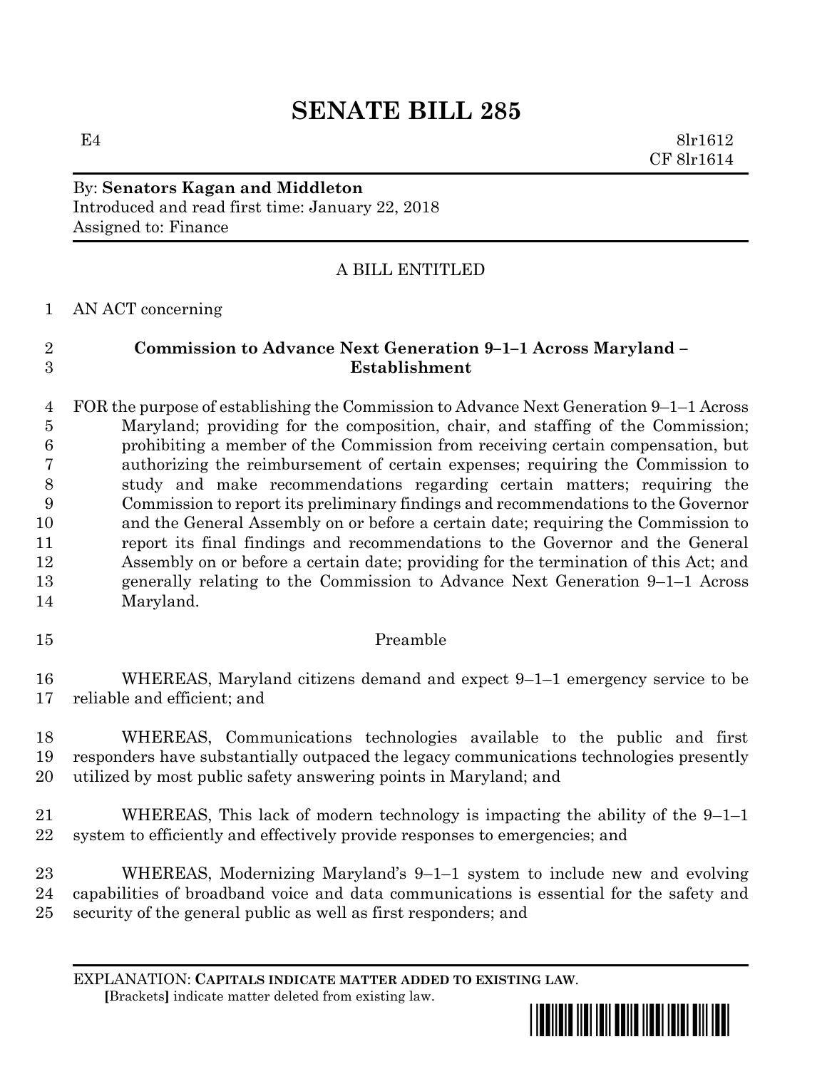# SENATE BILL 285

E4 8lr1612
CF 8lr1614

By: **Senators Kagan and Middleton**
Introduced and read first time: January 22, 2018
Assigned to: Finance

A BILL ENTITLED

AN ACT concerning

**Commission to Advance Next Generation 9–1–1 Across Maryland – Establishment**

FOR the purpose of establishing the Commission to Advance Next Generation 9–1–1 Across Maryland; providing for the composition, chair, and staffing of the Commission; prohibiting a member of the Commission from receiving certain compensation, but authorizing the reimbursement of certain expenses; requiring the Commission to study and make recommendations regarding certain matters; requiring the Commission to report its preliminary findings and recommendations to the Governor and the General Assembly on or before a certain date; requiring the Commission to report its final findings and recommendations to the Governor and the General Assembly on or before a certain date; providing for the termination of this Act; and generally relating to the Commission to Advance Next Generation 9–1–1 Across Maryland.

Preamble

WHEREAS, Maryland citizens demand and expect 9–1–1 emergency service to be reliable and efficient; and

WHEREAS, Communications technologies available to the public and first responders have substantially outpaced the legacy communications technologies presently utilized by most public safety answering points in Maryland; and

WHEREAS, This lack of modern technology is impacting the ability of the 9–1–1 system to efficiently and effectively provide responses to emergencies; and

WHEREAS, Modernizing Maryland's 9–1–1 system to include new and evolving capabilities of broadband voice and data communications is essential for the safety and security of the general public as well as first responders; and

EXPLANATION: **CAPITALS INDICATE MATTER ADDED TO EXISTING LAW**.
[Brackets] indicate matter deleted from existing law.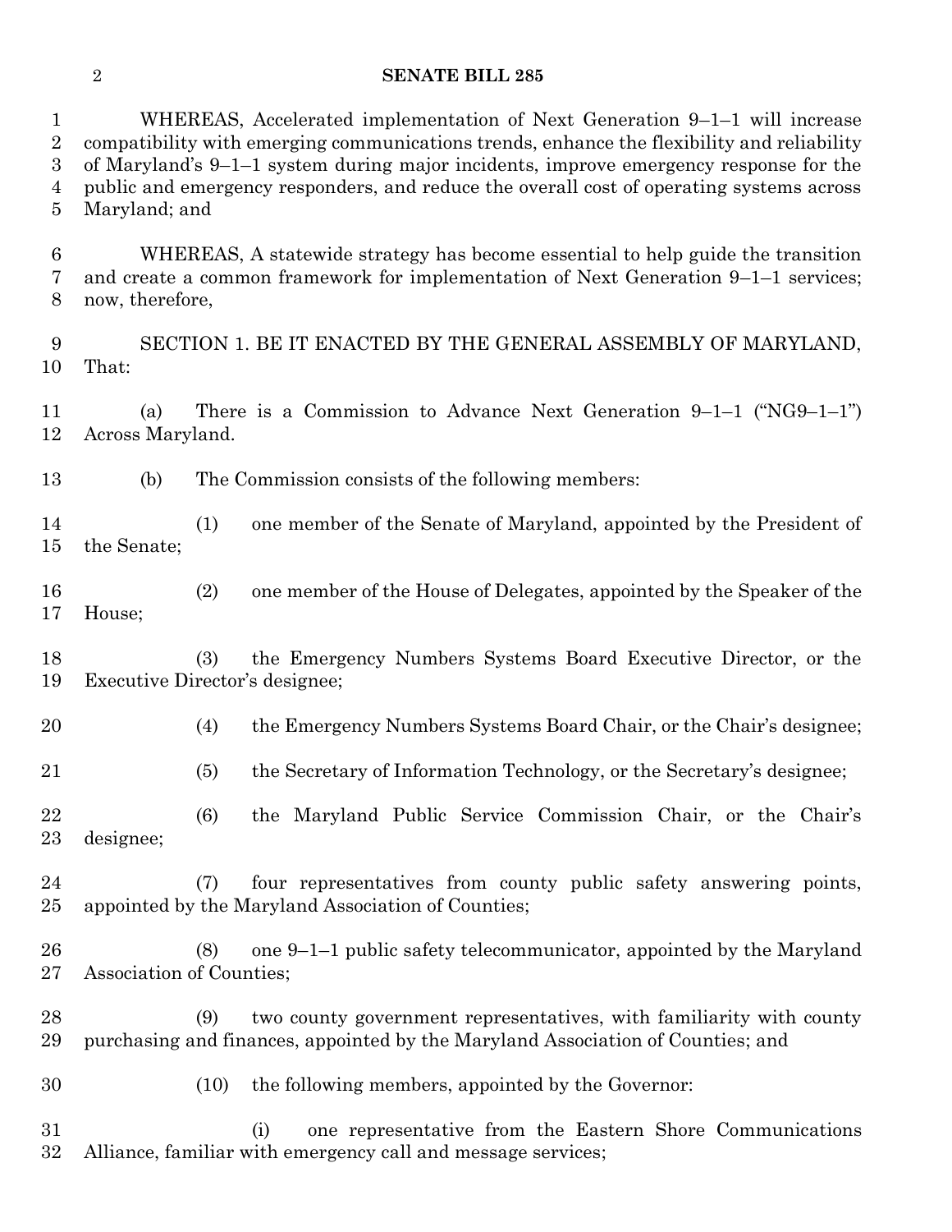WHEREAS, Accelerated implementation of Next Generation 9–1–1 will increase compatibility with emerging communications trends, enhance the flexibility and reliability of Maryland's 9–1–1 system during major incidents, improve emergency response for the public and emergency responders, and reduce the overall cost of operating systems across Maryland; and

WHEREAS, A statewide strategy has become essential to help guide the transition and create a common framework for implementation of Next Generation 9–1–1 services; now, therefore,

SECTION 1. BE IT ENACTED BY THE GENERAL ASSEMBLY OF MARYLAND, That:

(a) There is a Commission to Advance Next Generation 9–1–1 ("NG9–1–1") Across Maryland.

(b) The Commission consists of the following members:

(1) one member of the Senate of Maryland, appointed by the President of the Senate;

(2) one member of the House of Delegates, appointed by the Speaker of the House;

(3) the Emergency Numbers Systems Board Executive Director, or the Executive Director's designee;

(4) the Emergency Numbers Systems Board Chair, or the Chair's designee;

(5) the Secretary of Information Technology, or the Secretary's designee;

(6) the Maryland Public Service Commission Chair, or the Chair's designee;

(7) four representatives from county public safety answering points, appointed by the Maryland Association of Counties;

(8) one 9–1–1 public safety telecommunicator, appointed by the Maryland Association of Counties;

(9) two county government representatives, with familiarity with county purchasing and finances, appointed by the Maryland Association of Counties; and

(10) the following members, appointed by the Governor:

(i) one representative from the Eastern Shore Communications Alliance, familiar with emergency call and message services;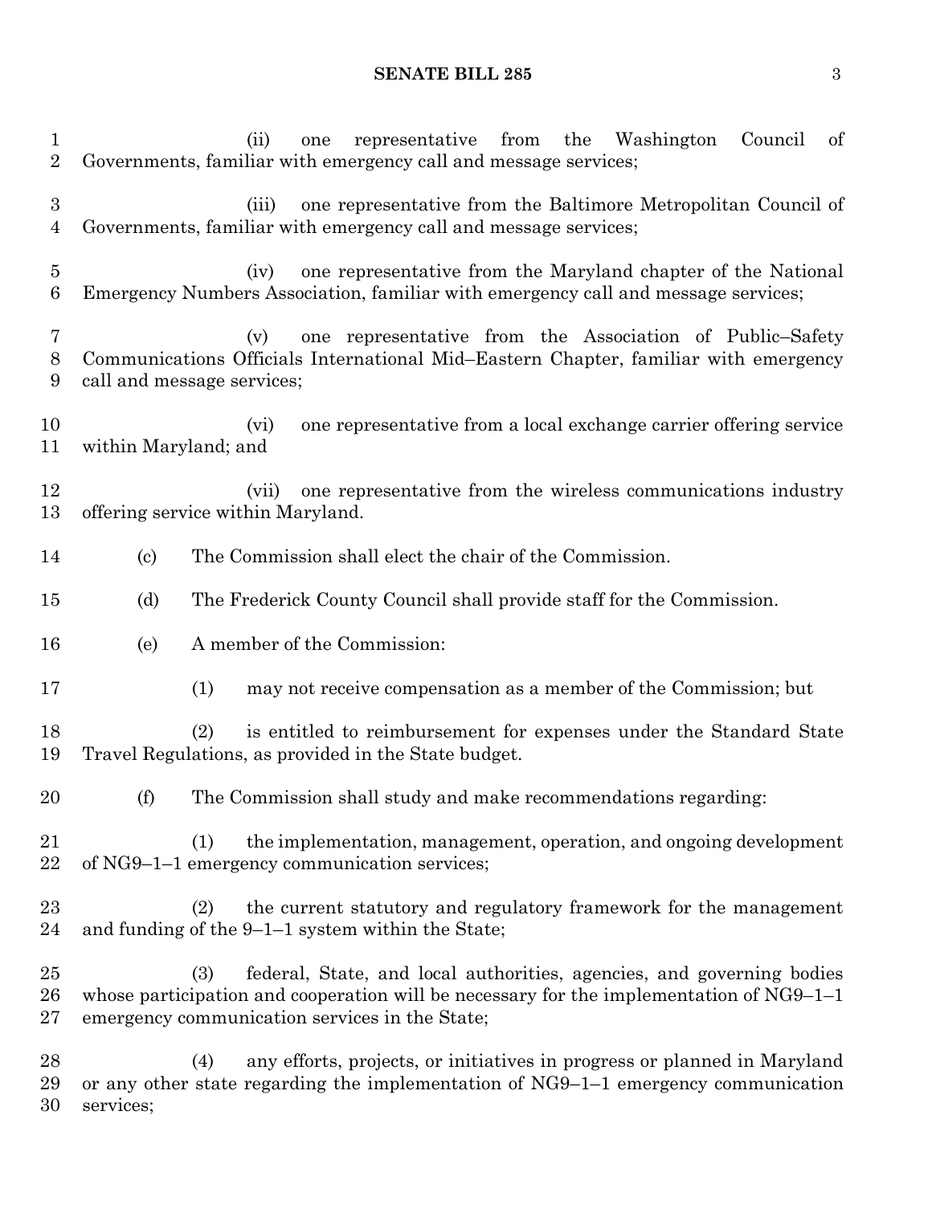(ii) one representative from the Washington Council of Governments, familiar with emergency call and message services;

(iii) one representative from the Baltimore Metropolitan Council of Governments, familiar with emergency call and message services;

(iv) one representative from the Maryland chapter of the National Emergency Numbers Association, familiar with emergency call and message services;

(v) one representative from the Association of Public–Safety Communications Officials International Mid–Eastern Chapter, familiar with emergency call and message services;

(vi) one representative from a local exchange carrier offering service within Maryland; and

(vii) one representative from the wireless communications industry offering service within Maryland.

(c) The Commission shall elect the chair of the Commission.

(d) The Frederick County Council shall provide staff for the Commission.

(e) A member of the Commission:

(1) may not receive compensation as a member of the Commission; but

(2) is entitled to reimbursement for expenses under the Standard State Travel Regulations, as provided in the State budget.

(f) The Commission shall study and make recommendations regarding:

(1) the implementation, management, operation, and ongoing development of NG9–1–1 emergency communication services;

(2) the current statutory and regulatory framework for the management and funding of the 9–1–1 system within the State;

(3) federal, State, and local authorities, agencies, and governing bodies whose participation and cooperation will be necessary for the implementation of NG9–1–1 emergency communication services in the State;

(4) any efforts, projects, or initiatives in progress or planned in Maryland or any other state regarding the implementation of NG9–1–1 emergency communication services;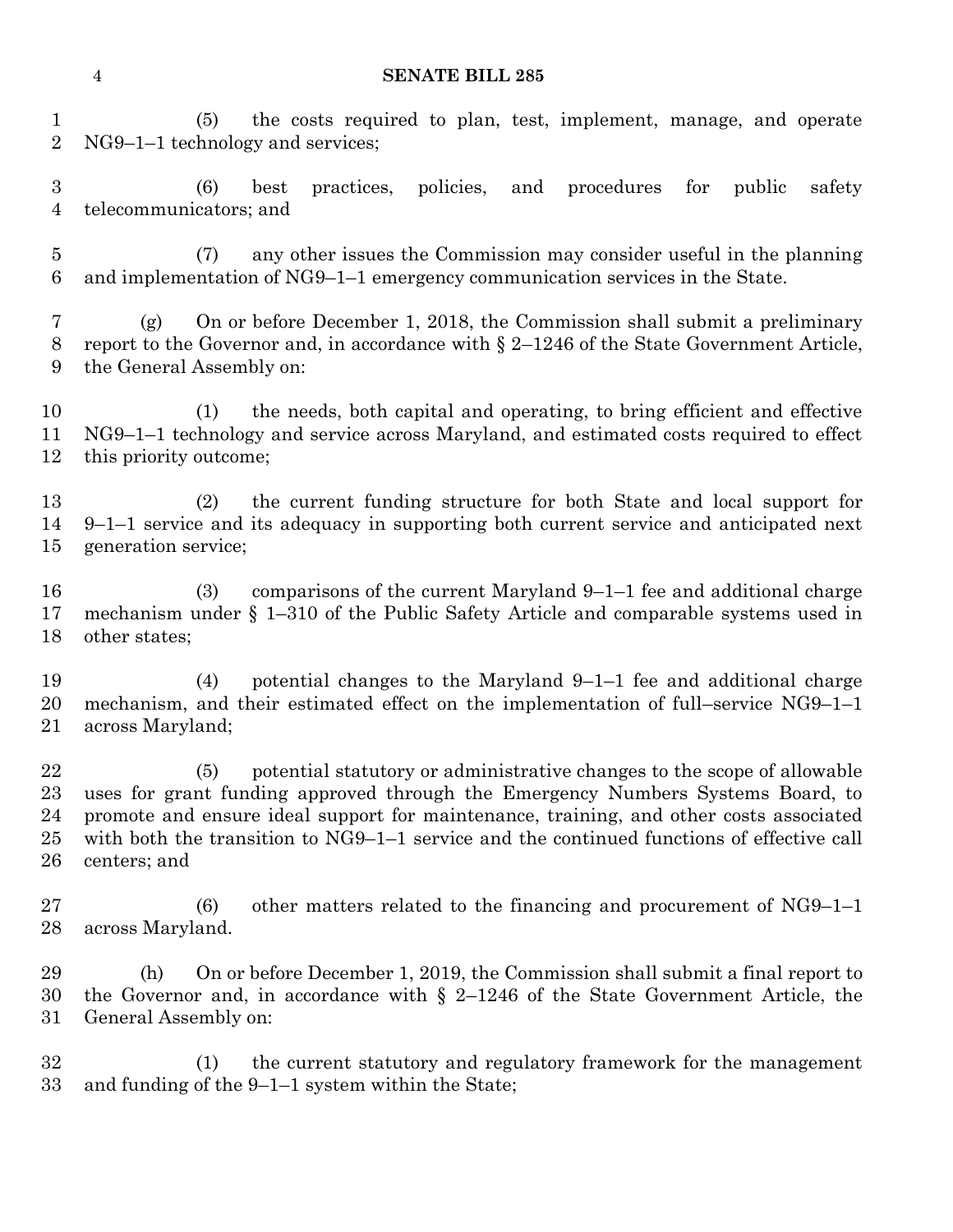(5) the costs required to plan, test, implement, manage, and operate NG9–1–1 technology and services;

(6) best practices, policies, and procedures for public safety telecommunicators; and

(7) any other issues the Commission may consider useful in the planning and implementation of NG9–1–1 emergency communication services in the State.

(g) On or before December 1, 2018, the Commission shall submit a preliminary report to the Governor and, in accordance with § 2–1246 of the State Government Article, the General Assembly on:

(1) the needs, both capital and operating, to bring efficient and effective NG9–1–1 technology and service across Maryland, and estimated costs required to effect this priority outcome;

(2) the current funding structure for both State and local support for 9–1–1 service and its adequacy in supporting both current service and anticipated next generation service;

(3) comparisons of the current Maryland 9–1–1 fee and additional charge mechanism under § 1–310 of the Public Safety Article and comparable systems used in other states;

(4) potential changes to the Maryland 9–1–1 fee and additional charge mechanism, and their estimated effect on the implementation of full–service NG9–1–1 across Maryland;

(5) potential statutory or administrative changes to the scope of allowable uses for grant funding approved through the Emergency Numbers Systems Board, to promote and ensure ideal support for maintenance, training, and other costs associated with both the transition to NG9–1–1 service and the continued functions of effective call centers; and

(6) other matters related to the financing and procurement of NG9–1–1 across Maryland.

(h) On or before December 1, 2019, the Commission shall submit a final report to the Governor and, in accordance with § 2–1246 of the State Government Article, the General Assembly on:

(1) the current statutory and regulatory framework for the management and funding of the 9–1–1 system within the State;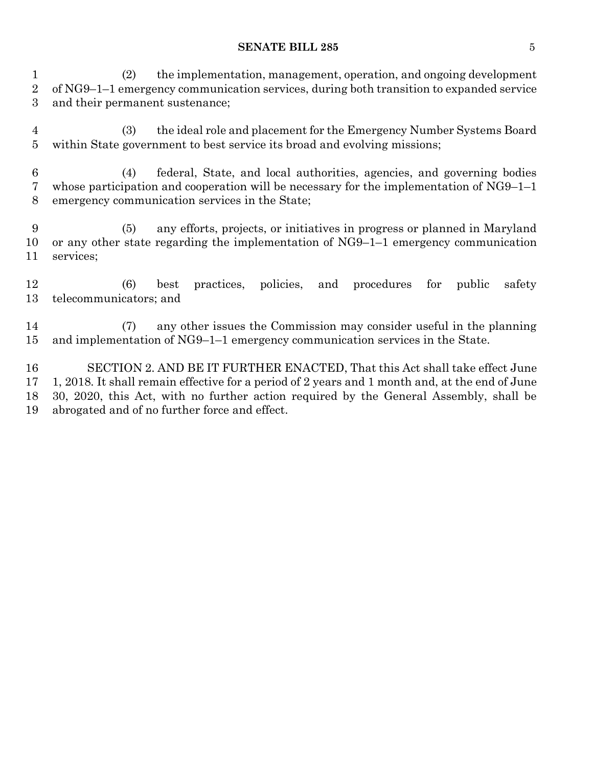(2) the implementation, management, operation, and ongoing development of NG9–1–1 emergency communication services, during both transition to expanded service and their permanent sustenance;

(3) the ideal role and placement for the Emergency Number Systems Board within State government to best service its broad and evolving missions;

(4) federal, State, and local authorities, agencies, and governing bodies whose participation and cooperation will be necessary for the implementation of NG9–1–1 emergency communication services in the State;

(5) any efforts, projects, or initiatives in progress or planned in Maryland or any other state regarding the implementation of NG9–1–1 emergency communication services;

(6) best practices, policies, and procedures for public safety telecommunicators; and

(7) any other issues the Commission may consider useful in the planning and implementation of NG9–1–1 emergency communication services in the State.

SECTION 2. AND BE IT FURTHER ENACTED, That this Act shall take effect June 1, 2018. It shall remain effective for a period of 2 years and 1 month and, at the end of June 30, 2020, this Act, with no further action required by the General Assembly, shall be abrogated and of no further force and effect.